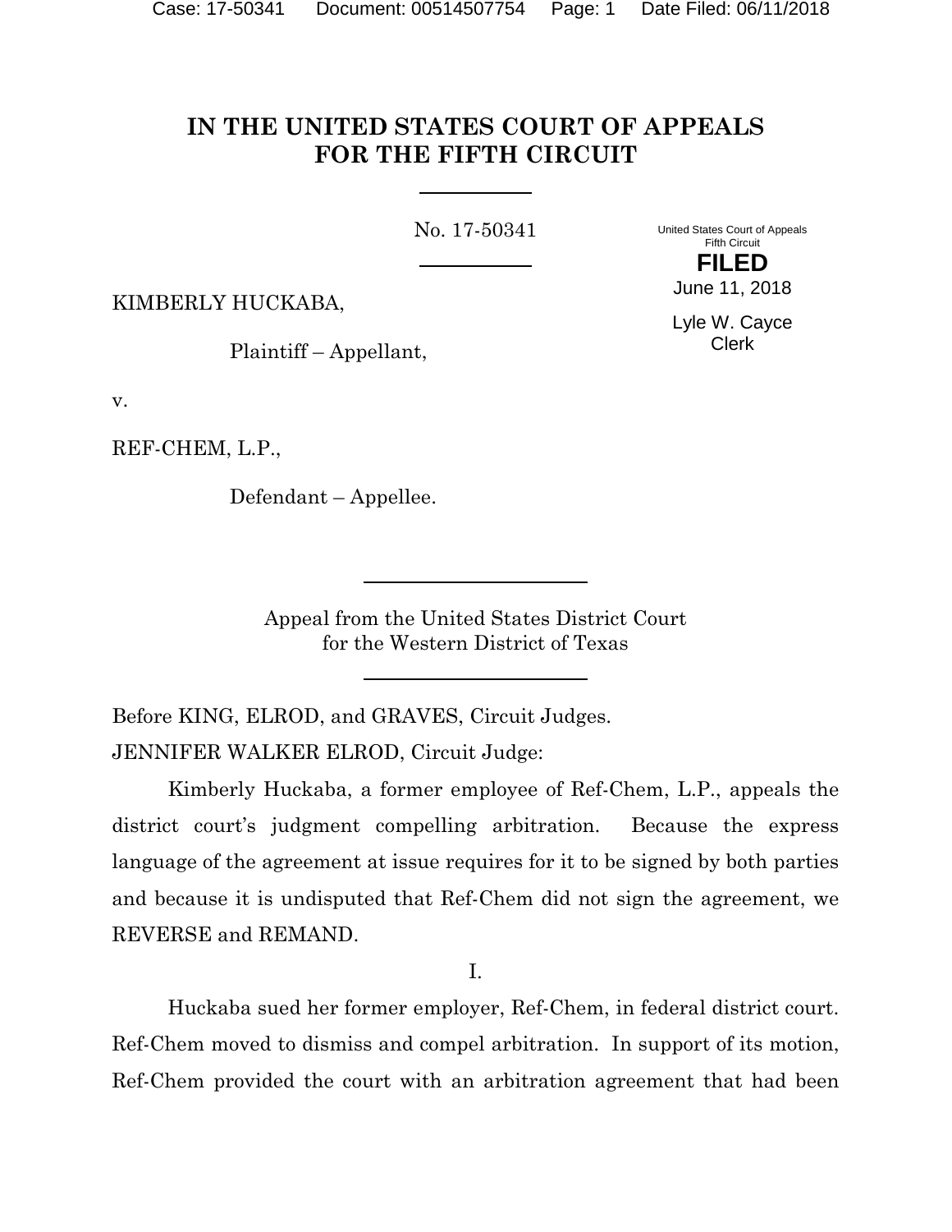# IN THE UNITED STATES COURT OF APPEALS FOR THE FIFTH CIRCUIT

No. 17-50341

United States Court of Appeals
Fifth Circuit

**FILED**

June 11, 2018

Lyle W. Cayce
Clerk

KIMBERLY HUCKABA,

Plaintiff – Appellant,

v.

REF-CHEM, L.P.,

Defendant – Appellee.

Appeal from the United States District Court
for the Western District of Texas

Before KING, ELROD, and GRAVES, Circuit Judges.

JENNIFER WALKER ELROD, Circuit Judge:

Kimberly Huckaba, a former employee of Ref-Chem, L.P., appeals the district court's judgment compelling arbitration. Because the express language of the agreement at issue requires for it to be signed by both parties and because it is undisputed that Ref-Chem did not sign the agreement, we REVERSE and REMAND.

I.

Huckaba sued her former employer, Ref-Chem, in federal district court. Ref-Chem moved to dismiss and compel arbitration. In support of its motion, Ref-Chem provided the court with an arbitration agreement that had been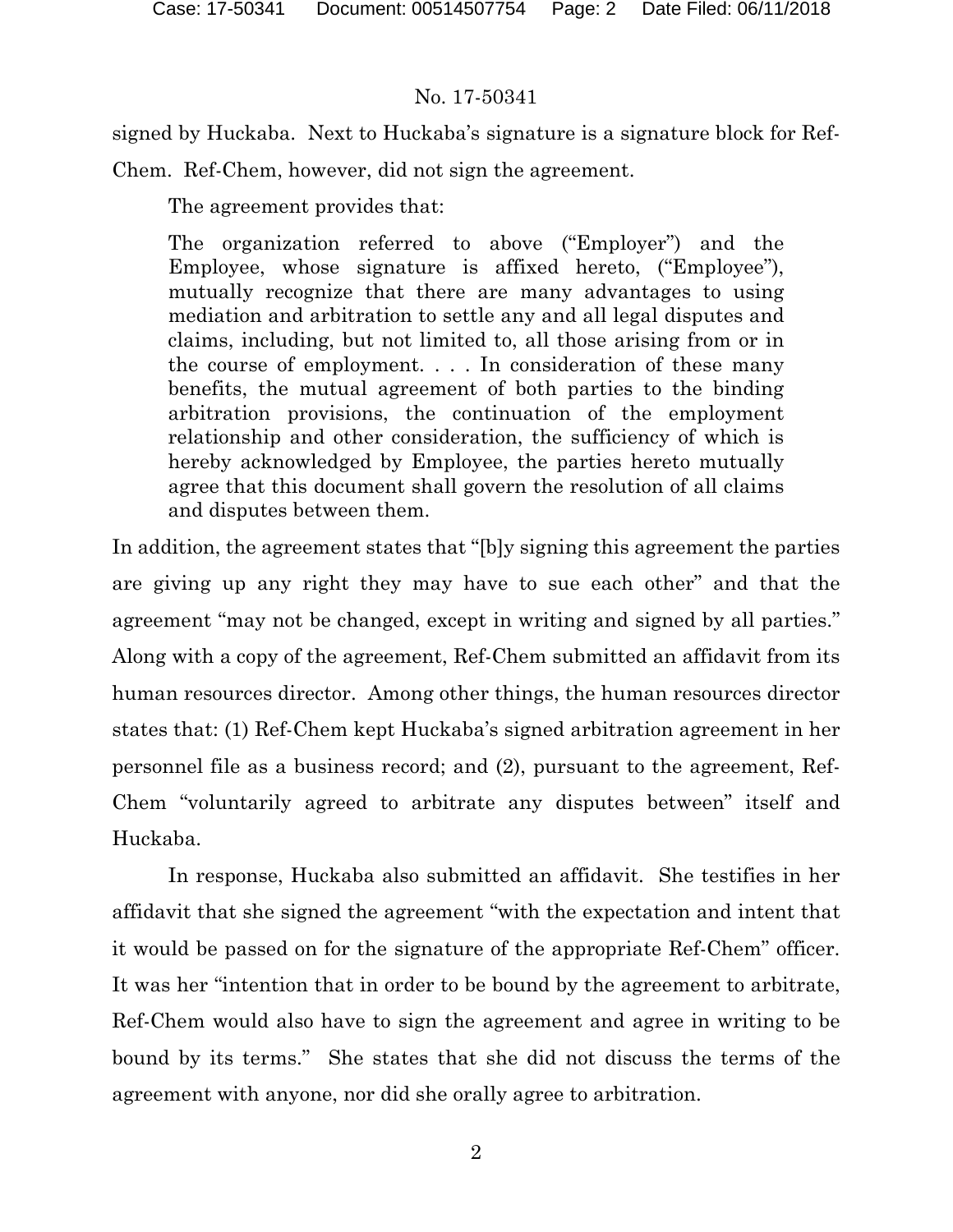signed by Huckaba. Next to Huckaba's signature is a signature block for Ref-Chem. Ref-Chem, however, did not sign the agreement.

The agreement provides that:

> The organization referred to above ("Employer") and the Employee, whose signature is affixed hereto, ("Employee"), mutually recognize that there are many advantages to using mediation and arbitration to settle any and all legal disputes and claims, including, but not limited to, all those arising from or in the course of employment. . . . In consideration of these many benefits, the mutual agreement of both parties to the binding arbitration provisions, the continuation of the employment relationship and other consideration, the sufficiency of which is hereby acknowledged by Employee, the parties hereto mutually agree that this document shall govern the resolution of all claims and disputes between them.

In addition, the agreement states that "[b]y signing this agreement the parties are giving up any right they may have to sue each other" and that the agreement "may not be changed, except in writing and signed by all parties." Along with a copy of the agreement, Ref-Chem submitted an affidavit from its human resources director. Among other things, the human resources director states that: (1) Ref-Chem kept Huckaba's signed arbitration agreement in her personnel file as a business record; and (2), pursuant to the agreement, Ref-Chem "voluntarily agreed to arbitrate any disputes between" itself and Huckaba.

In response, Huckaba also submitted an affidavit. She testifies in her affidavit that she signed the agreement "with the expectation and intent that it would be passed on for the signature of the appropriate Ref-Chem" officer. It was her "intention that in order to be bound by the agreement to arbitrate, Ref-Chem would also have to sign the agreement and agree in writing to be bound by its terms." She states that she did not discuss the terms of the agreement with anyone, nor did she orally agree to arbitration.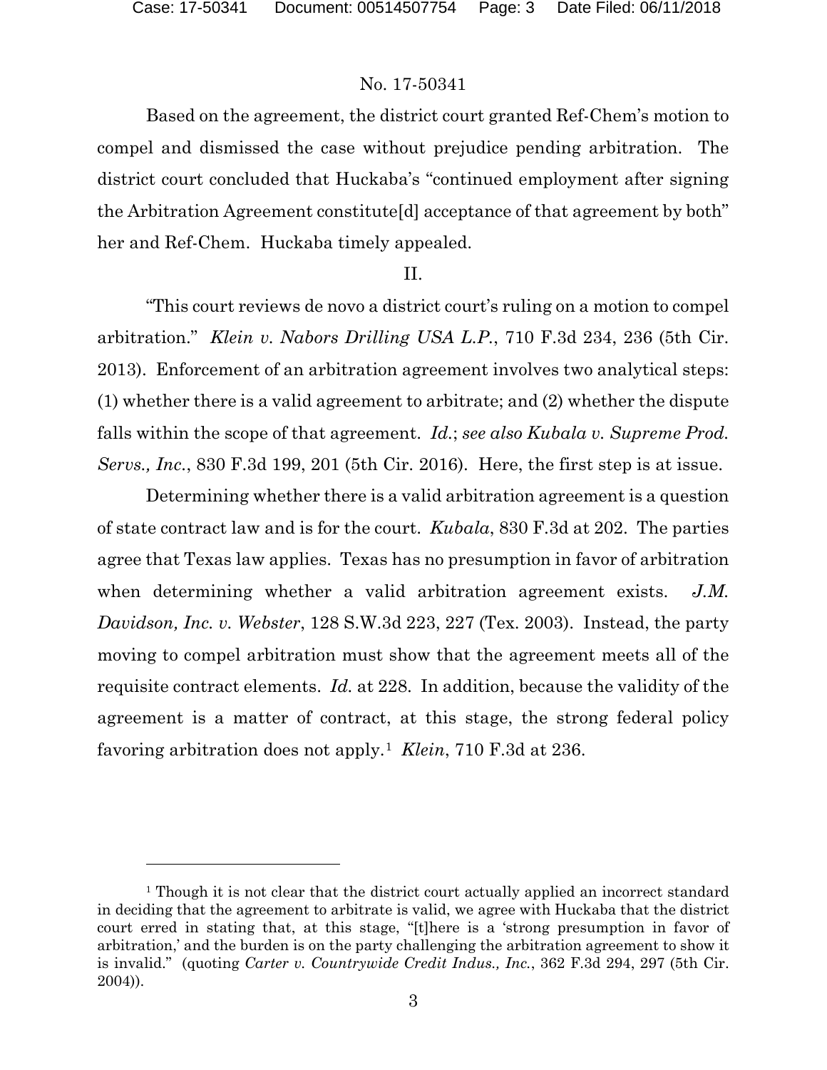No. 17-50341

Based on the agreement, the district court granted Ref-Chem's motion to compel and dismissed the case without prejudice pending arbitration. The district court concluded that Huckaba's "continued employment after signing the Arbitration Agreement constitute[d] acceptance of that agreement by both" her and Ref-Chem. Huckaba timely appealed.

II.

"This court reviews de novo a district court's ruling on a motion to compel arbitration." *Klein v. Nabors Drilling USA L.P.*, 710 F.3d 234, 236 (5th Cir. 2013). Enforcement of an arbitration agreement involves two analytical steps: (1) whether there is a valid agreement to arbitrate; and (2) whether the dispute falls within the scope of that agreement. *Id.*; *see also Kubala v. Supreme Prod. Servs., Inc.*, 830 F.3d 199, 201 (5th Cir. 2016). Here, the first step is at issue.

Determining whether there is a valid arbitration agreement is a question of state contract law and is for the court. *Kubala*, 830 F.3d at 202. The parties agree that Texas law applies. Texas has no presumption in favor of arbitration when determining whether a valid arbitration agreement exists. *J.M. Davidson, Inc. v. Webster*, 128 S.W.3d 223, 227 (Tex. 2003). Instead, the party moving to compel arbitration must show that the agreement meets all of the requisite contract elements. *Id.* at 228. In addition, because the validity of the agreement is a matter of contract, at this stage, the strong federal policy favoring arbitration does not apply.[1] *Klein*, 710 F.3d at 236.

---

[1] Though it is not clear that the district court actually applied an incorrect standard in deciding that the agreement to arbitrate is valid, we agree with Huckaba that the district court erred in stating that, at this stage, "[t]here is a 'strong presumption in favor of arbitration,' and the burden is on the party challenging the arbitration agreement to show it is invalid." (quoting *Carter v. Countrywide Credit Indus., Inc.*, 362 F.3d 294, 297 (5th Cir. 2004)).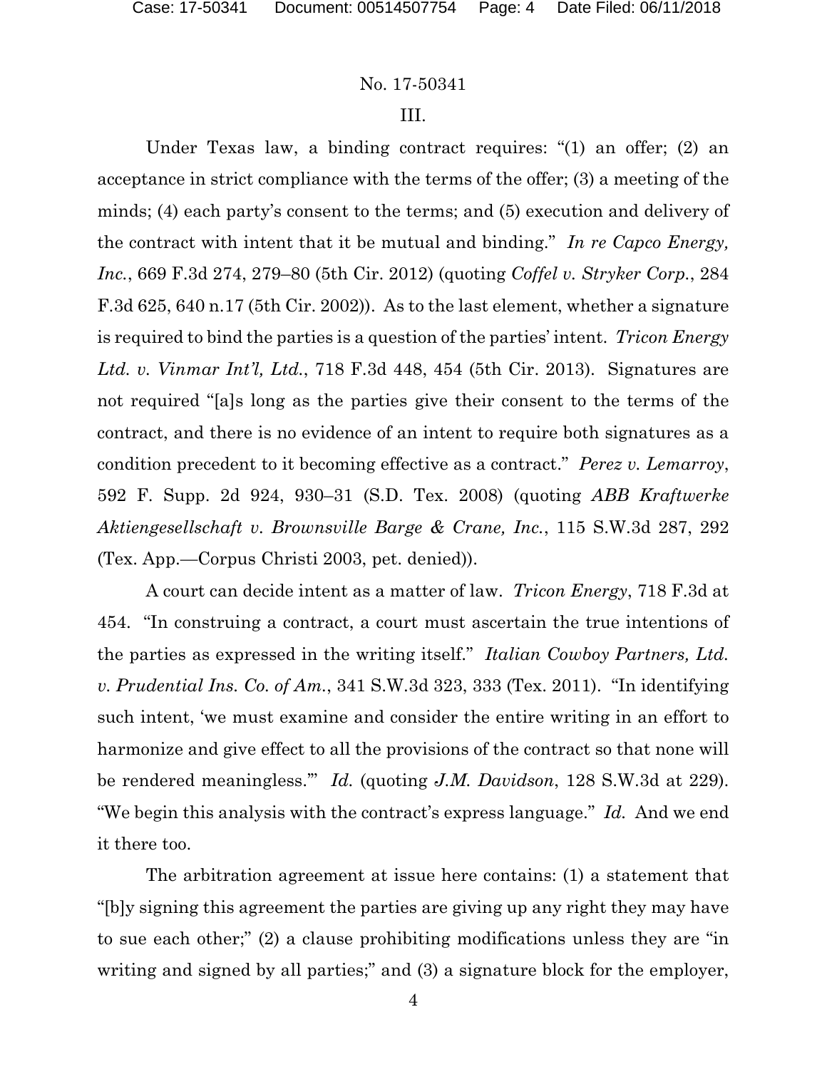No. 17-50341

III.

Under Texas law, a binding contract requires: "(1) an offer; (2) an acceptance in strict compliance with the terms of the offer; (3) a meeting of the minds; (4) each party's consent to the terms; and (5) execution and delivery of the contract with intent that it be mutual and binding." *In re Capco Energy, Inc.*, 669 F.3d 274, 279–80 (5th Cir. 2012) (quoting *Coffel v. Stryker Corp.*, 284 F.3d 625, 640 n.17 (5th Cir. 2002)). As to the last element, whether a signature is required to bind the parties is a question of the parties' intent. *Tricon Energy Ltd. v. Vinmar Int'l, Ltd.*, 718 F.3d 448, 454 (5th Cir. 2013). Signatures are not required "[a]s long as the parties give their consent to the terms of the contract, and there is no evidence of an intent to require both signatures as a condition precedent to it becoming effective as a contract." *Perez v. Lemarroy*, 592 F. Supp. 2d 924, 930–31 (S.D. Tex. 2008) (quoting *ABB Kraftwerke Aktiengesellschaft v. Brownsville Barge & Crane, Inc.*, 115 S.W.3d 287, 292 (Tex. App.—Corpus Christi 2003, pet. denied)).

A court can decide intent as a matter of law. *Tricon Energy*, 718 F.3d at 454. "In construing a contract, a court must ascertain the true intentions of the parties as expressed in the writing itself." *Italian Cowboy Partners, Ltd. v. Prudential Ins. Co. of Am.*, 341 S.W.3d 323, 333 (Tex. 2011). "In identifying such intent, 'we must examine and consider the entire writing in an effort to harmonize and give effect to all the provisions of the contract so that none will be rendered meaningless.'" *Id.* (quoting *J.M. Davidson*, 128 S.W.3d at 229). "We begin this analysis with the contract's express language." *Id.* And we end it there too.

The arbitration agreement at issue here contains: (1) a statement that "[b]y signing this agreement the parties are giving up any right they may have to sue each other;" (2) a clause prohibiting modifications unless they are "in writing and signed by all parties;" and (3) a signature block for the employer,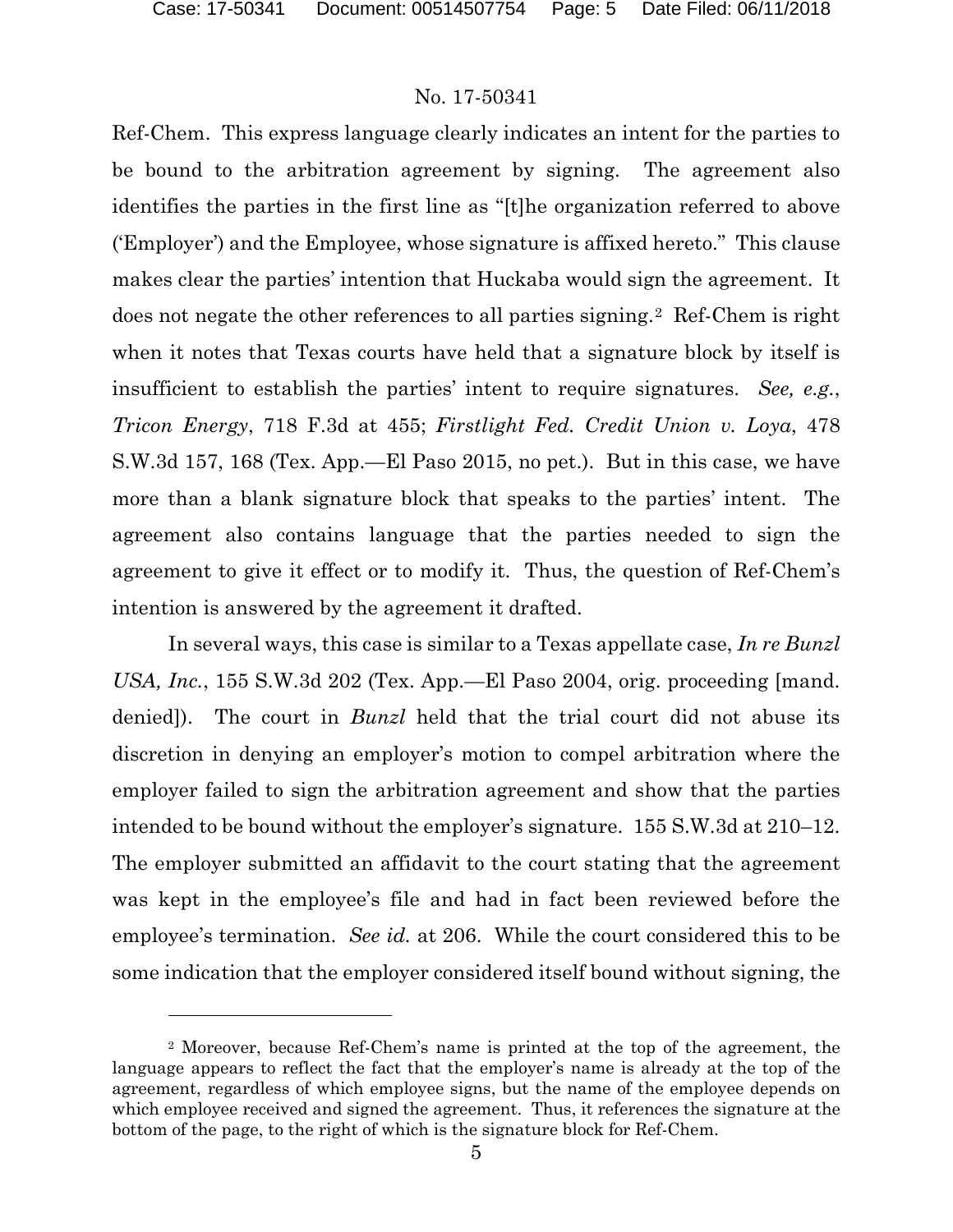Ref-Chem. This express language clearly indicates an intent for the parties to be bound to the arbitration agreement by signing. The agreement also identifies the parties in the first line as "[t]he organization referred to above ('Employer') and the Employee, whose signature is affixed hereto." This clause makes clear the parties' intention that Huckaba would sign the agreement. It does not negate the other references to all parties signing.[2] Ref-Chem is right when it notes that Texas courts have held that a signature block by itself is insufficient to establish the parties' intent to require signatures. *See, e.g.*, *Tricon Energy*, 718 F.3d at 455; *Firstlight Fed. Credit Union v. Loya*, 478 S.W.3d 157, 168 (Tex. App.—El Paso 2015, no pet.). But in this case, we have more than a blank signature block that speaks to the parties' intent. The agreement also contains language that the parties needed to sign the agreement to give it effect or to modify it. Thus, the question of Ref-Chem's intention is answered by the agreement it drafted.

In several ways, this case is similar to a Texas appellate case, *In re Bunzl USA, Inc.*, 155 S.W.3d 202 (Tex. App.—El Paso 2004, orig. proceeding [mand. denied]). The court in *Bunzl* held that the trial court did not abuse its discretion in denying an employer's motion to compel arbitration where the employer failed to sign the arbitration agreement and show that the parties intended to be bound without the employer's signature. 155 S.W.3d at 210–12. The employer submitted an affidavit to the court stating that the agreement was kept in the employee's file and had in fact been reviewed before the employee's termination. *See id.* at 206. While the court considered this to be some indication that the employer considered itself bound without signing, the

[2] Moreover, because Ref-Chem's name is printed at the top of the agreement, the language appears to reflect the fact that the employer's name is already at the top of the agreement, regardless of which employee signs, but the name of the employee depends on which employee received and signed the agreement. Thus, it references the signature at the bottom of the page, to the right of which is the signature block for Ref-Chem.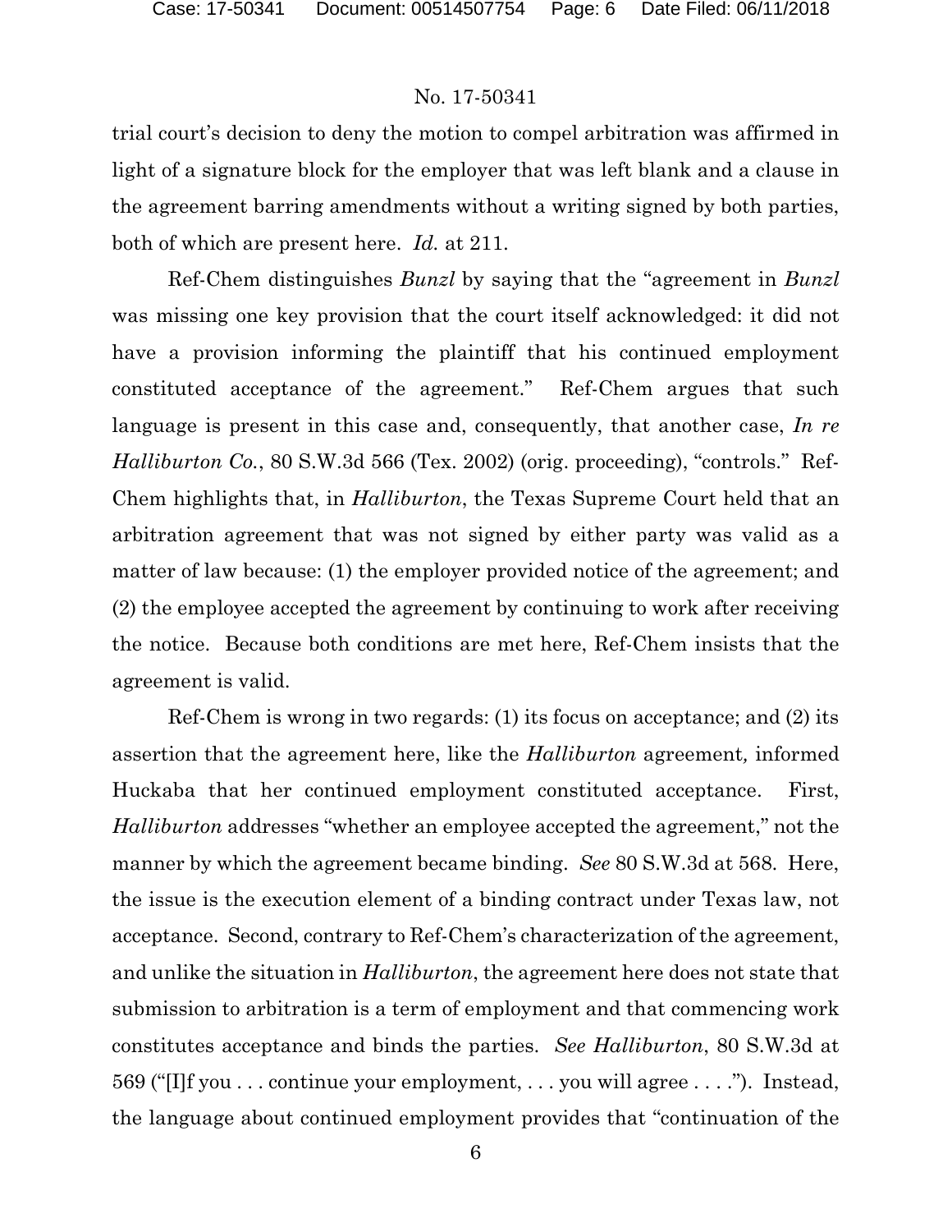trial court's decision to deny the motion to compel arbitration was affirmed in light of a signature block for the employer that was left blank and a clause in the agreement barring amendments without a writing signed by both parties, both of which are present here. *Id.* at 211.

Ref-Chem distinguishes *Bunzl* by saying that the "agreement in *Bunzl* was missing one key provision that the court itself acknowledged: it did not have a provision informing the plaintiff that his continued employment constituted acceptance of the agreement." Ref-Chem argues that such language is present in this case and, consequently, that another case, *In re Halliburton Co.*, 80 S.W.3d 566 (Tex. 2002) (orig. proceeding), "controls." Ref-Chem highlights that, in *Halliburton*, the Texas Supreme Court held that an arbitration agreement that was not signed by either party was valid as a matter of law because: (1) the employer provided notice of the agreement; and (2) the employee accepted the agreement by continuing to work after receiving the notice. Because both conditions are met here, Ref-Chem insists that the agreement is valid.

Ref-Chem is wrong in two regards: (1) its focus on acceptance; and (2) its assertion that the agreement here, like the *Halliburton* agreement, informed Huckaba that her continued employment constituted acceptance. First, *Halliburton* addresses "whether an employee accepted the agreement," not the manner by which the agreement became binding. *See* 80 S.W.3d at 568. Here, the issue is the execution element of a binding contract under Texas law, not acceptance. Second, contrary to Ref-Chem's characterization of the agreement, and unlike the situation in *Halliburton*, the agreement here does not state that submission to arbitration is a term of employment and that commencing work constitutes acceptance and binds the parties. *See Halliburton*, 80 S.W.3d at 569 ("[I]f you . . . continue your employment, . . . you will agree . . . ."). Instead, the language about continued employment provides that "continuation of the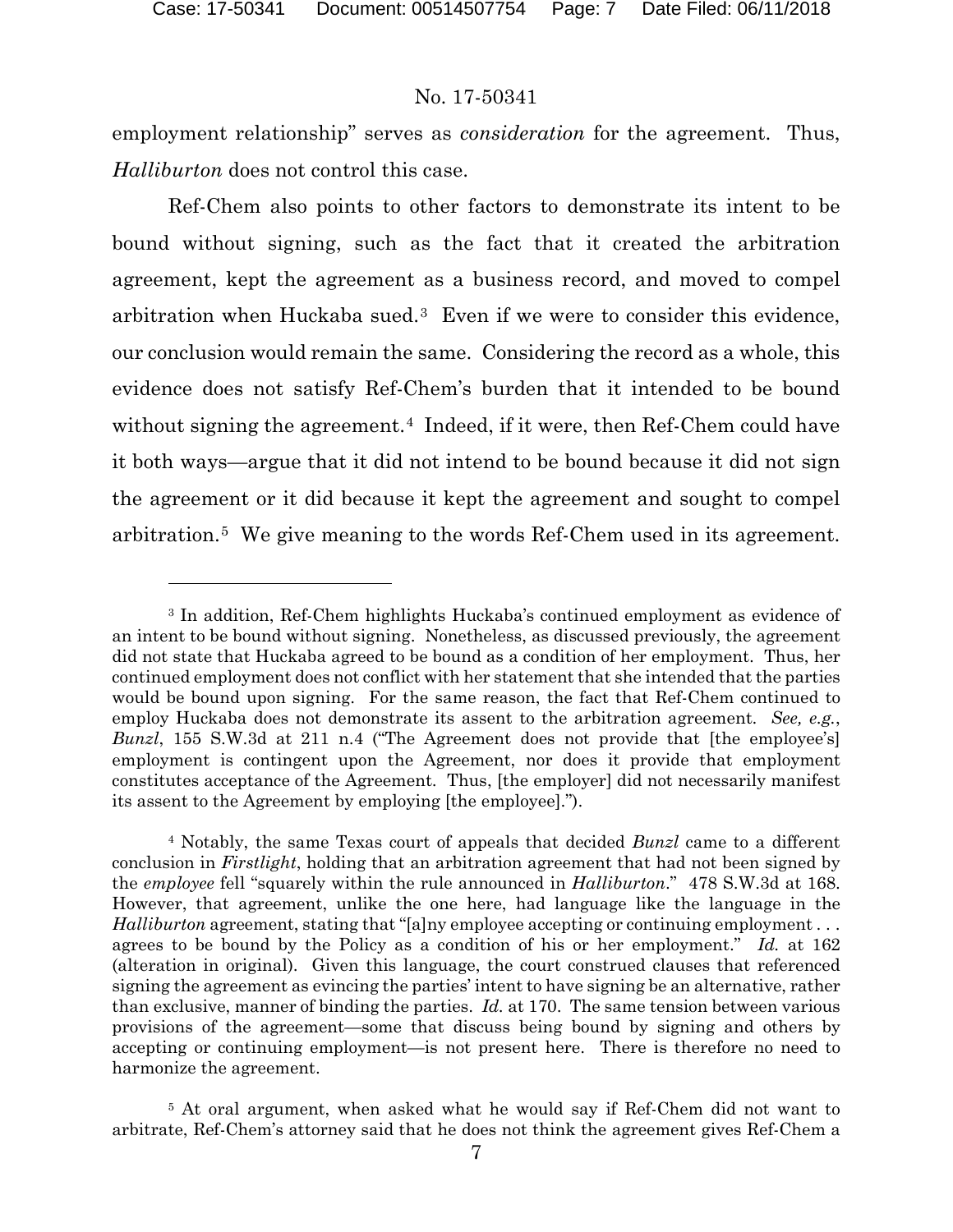employment relationship" serves as *consideration* for the agreement. Thus, *Halliburton* does not control this case.

Ref-Chem also points to other factors to demonstrate its intent to be bound without signing, such as the fact that it created the arbitration agreement, kept the agreement as a business record, and moved to compel arbitration when Huckaba sued.[3] Even if we were to consider this evidence, our conclusion would remain the same. Considering the record as a whole, this evidence does not satisfy Ref-Chem's burden that it intended to be bound without signing the agreement.[4] Indeed, if it were, then Ref-Chem could have it both ways—argue that it did not intend to be bound because it did not sign the agreement or it did because it kept the agreement and sought to compel arbitration.[5] We give meaning to the words Ref-Chem used in its agreement.

---

[3] In addition, Ref-Chem highlights Huckaba's continued employment as evidence of an intent to be bound without signing. Nonetheless, as discussed previously, the agreement did not state that Huckaba agreed to be bound as a condition of her employment. Thus, her continued employment does not conflict with her statement that she intended that the parties would be bound upon signing. For the same reason, the fact that Ref-Chem continued to employ Huckaba does not demonstrate its assent to the arbitration agreement. *See, e.g.*, *Bunzl*, 155 S.W.3d at 211 n.4 ("The Agreement does not provide that [the employee's] employment is contingent upon the Agreement, nor does it provide that employment constitutes acceptance of the Agreement. Thus, [the employer] did not necessarily manifest its assent to the Agreement by employing [the employee].").

[4] Notably, the same Texas court of appeals that decided *Bunzl* came to a different conclusion in *Firstlight*, holding that an arbitration agreement that had not been signed by the *employee* fell "squarely within the rule announced in *Halliburton*." 478 S.W.3d at 168. However, that agreement, unlike the one here, had language like the language in the *Halliburton* agreement, stating that "[a]ny employee accepting or continuing employment . . . agrees to be bound by the Policy as a condition of his or her employment." *Id.* at 162 (alteration in original). Given this language, the court construed clauses that referenced signing the agreement as evincing the parties' intent to have signing be an alternative, rather than exclusive, manner of binding the parties. *Id.* at 170. The same tension between various provisions of the agreement—some that discuss being bound by signing and others by accepting or continuing employment—is not present here. There is therefore no need to harmonize the agreement.

[5] At oral argument, when asked what he would say if Ref-Chem did not want to arbitrate, Ref-Chem's attorney said that he does not think the agreement gives Ref-Chem a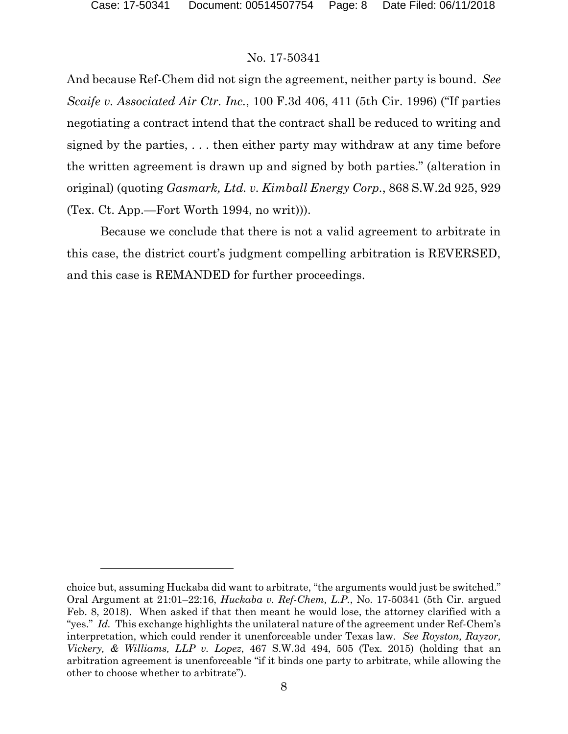And because Ref-Chem did not sign the agreement, neither party is bound. *See Scaife v. Associated Air Ctr. Inc.*, 100 F.3d 406, 411 (5th Cir. 1996) ("If parties negotiating a contract intend that the contract shall be reduced to writing and signed by the parties, . . . then either party may withdraw at any time before the written agreement is drawn up and signed by both parties." (alteration in original) (quoting *Gasmark, Ltd. v. Kimball Energy Corp.*, 868 S.W.2d 925, 929 (Tex. Ct. App.—Fort Worth 1994, no writ))).

Because we conclude that there is not a valid agreement to arbitrate in this case, the district court's judgment compelling arbitration is REVERSED, and this case is REMANDED for further proceedings.

---

choice but, assuming Huckaba did want to arbitrate, "the arguments would just be switched." Oral Argument at 21:01–22:16, *Huckaba v. Ref-Chem, L.P.*, No. 17-50341 (5th Cir. argued Feb. 8, 2018). When asked if that then meant he would lose, the attorney clarified with a "yes." *Id.* This exchange highlights the unilateral nature of the agreement under Ref-Chem's interpretation, which could render it unenforceable under Texas law. *See Royston, Rayzor, Vickery, & Williams, LLP v. Lopez*, 467 S.W.3d 494, 505 (Tex. 2015) (holding that an arbitration agreement is unenforceable "if it binds one party to arbitrate, while allowing the other to choose whether to arbitrate").